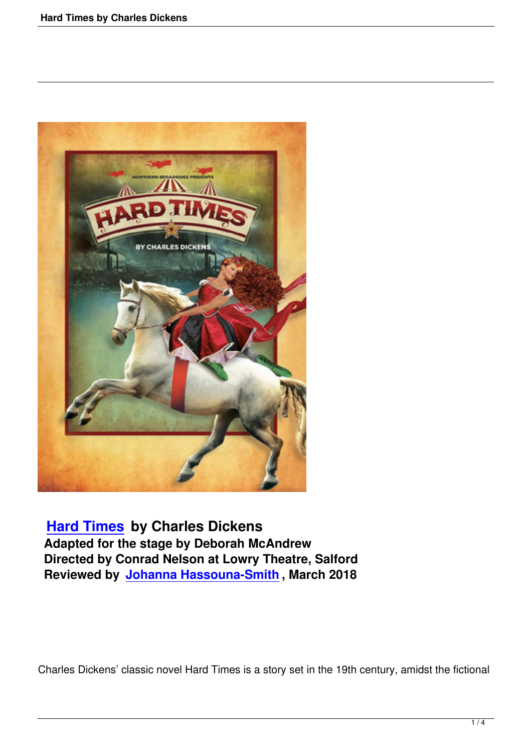**Hard Times by Charles Dickens**
**Adapted for the stage by Deborah McAndrew**
**Directed by Conrad Nelson at Lowry Theatre, Salford**
**Reviewed by Johanna Hassouna-Smith, March 2018**

Charles Dickens' classic novel Hard Times is a story set in the 19th century, amidst the fictional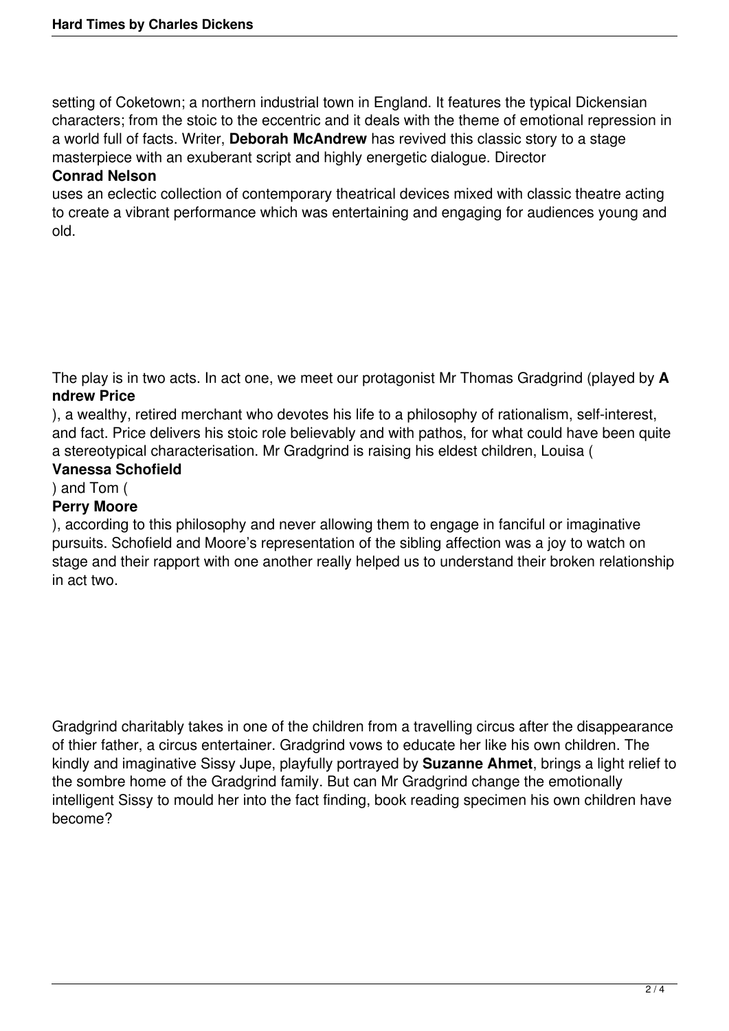setting of Coketown; a northern industrial town in England. It features the typical Dickensian characters; from the stoic to the eccentric and it deals with the theme of emotional repression in a world full of facts. Writer, **Deborah McAndrew** has revived this classic story to a stage masterpiece with an exuberant script and highly energetic dialogue. Director **Conrad Nelson** uses an eclectic collection of contemporary theatrical devices mixed with classic theatre acting to create a vibrant performance which was entertaining and engaging for audiences young and old.

The play is in two acts. In act one, we meet our protagonist Mr Thomas Gradgrind (played by **Andrew Price**), a wealthy, retired merchant who devotes his life to a philosophy of rationalism, self-interest, and fact. Price delivers his stoic role believably and with pathos, for what could have been quite a stereotypical characterisation. Mr Gradgrind is raising his eldest children, Louisa (**Vanessa Schofield**) and Tom (**Perry Moore**), according to this philosophy and never allowing them to engage in fanciful or imaginative pursuits. Schofield and Moore's representation of the sibling affection was a joy to watch on stage and their rapport with one another really helped us to understand their broken relationship in act two.

Gradgrind charitably takes in one of the children from a travelling circus after the disappearance of thier father, a circus entertainer. Gradgrind vows to educate her like his own children. The kindly and imaginative Sissy Jupe, playfully portrayed by **Suzanne Ahmet**, brings a light relief to the sombre home of the Gradgrind family. But can Mr Gradgrind change the emotionally intelligent Sissy to mould her into the fact finding, book reading specimen his own children have become?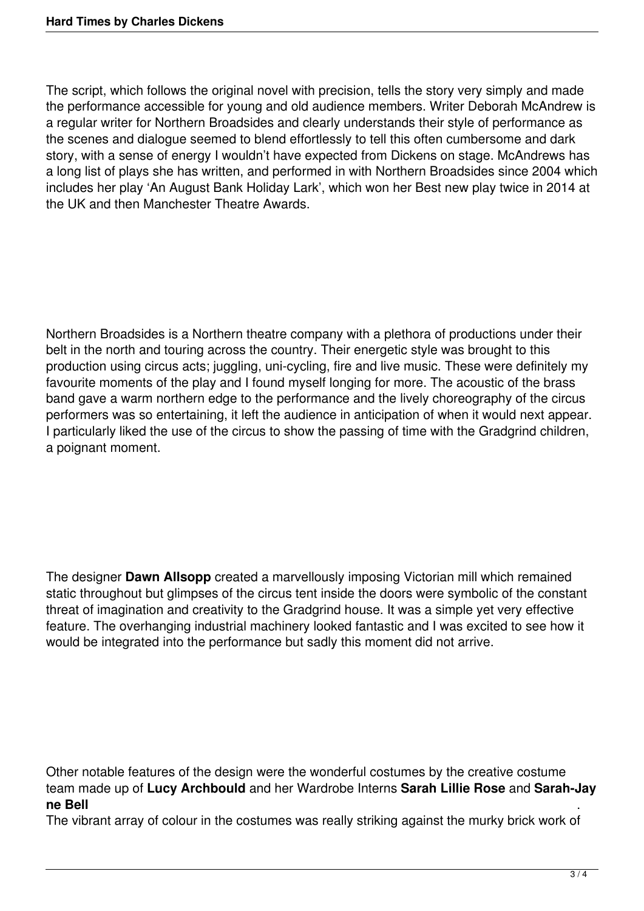The script, which follows the original novel with precision, tells the story very simply and made the performance accessible for young and old audience members. Writer Deborah McAndrew is a regular writer for Northern Broadsides and clearly understands their style of performance as the scenes and dialogue seemed to blend effortlessly to tell this often cumbersome and dark story, with a sense of energy I wouldn't have expected from Dickens on stage. McAndrews has a long list of plays she has written, and performed in with Northern Broadsides since 2004 which includes her play 'An August Bank Holiday Lark', which won her Best new play twice in 2014 at the UK and then Manchester Theatre Awards.

Northern Broadsides is a Northern theatre company with a plethora of productions under their belt in the north and touring across the country. Their energetic style was brought to this production using circus acts; juggling, uni-cycling, fire and live music. These were definitely my favourite moments of the play and I found myself longing for more. The acoustic of the brass band gave a warm northern edge to the performance and the lively choreography of the circus performers was so entertaining, it left the audience in anticipation of when it would next appear. I particularly liked the use of the circus to show the passing of time with the Gradgrind children, a poignant moment.

The designer **Dawn Allsopp** created a marvellously imposing Victorian mill which remained static throughout but glimpses of the circus tent inside the doors were symbolic of the constant threat of imagination and creativity to the Gradgrind house. It was a simple yet very effective feature. The overhanging industrial machinery looked fantastic and I was excited to see how it would be integrated into the performance but sadly this moment did not arrive.

Other notable features of the design were the wonderful costumes by the creative costume team made up of **Lucy Archbould** and her Wardrobe Interns **Sarah Lillie Rose** and **Sarah-Jayne Bell**.

The vibrant array of colour in the costumes was really striking against the murky brick work of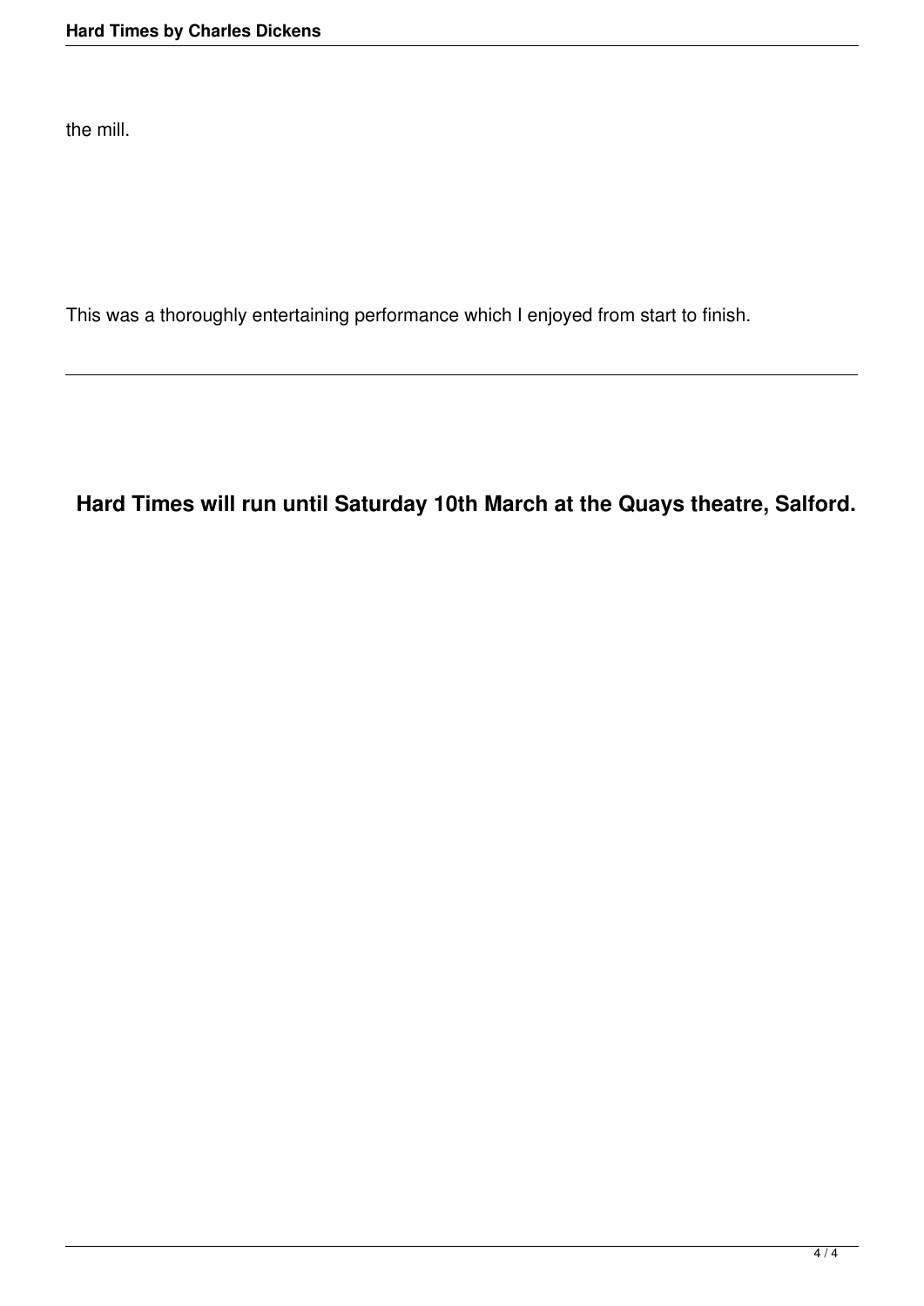the mill.

This was a thoroughly entertaining performance which I enjoyed from start to finish.

---

**Hard Times will run until Saturday 10th March at the Quays theatre, Salford.**